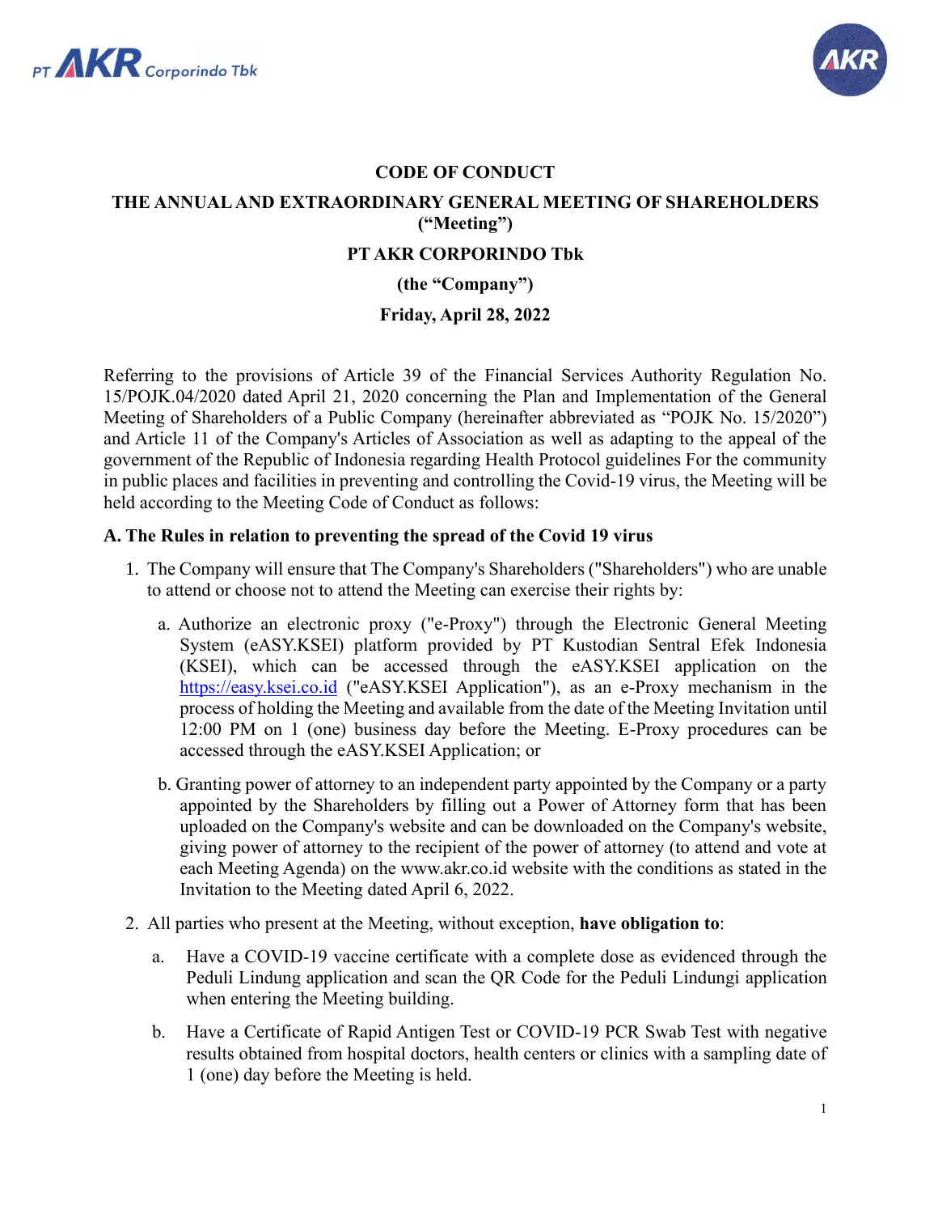# CODE OF CONDUCT

## THE ANNUAL AND EXTRAORDINARY GENERAL MEETING OF SHAREHOLDERS (“Meeting”)

## PT AKR CORPORINDO Tbk

## (the “Company”)

## Friday, April 28, 2022

Referring to the provisions of Article 39 of the Financial Services Authority Regulation No. 15/POJK.04/2020 dated April 21, 2020 concerning the Plan and Implementation of the General Meeting of Shareholders of a Public Company (hereinafter abbreviated as “POJK No. 15/2020”) and Article 11 of the Company's Articles of Association as well as adapting to the appeal of the government of the Republic of Indonesia regarding Health Protocol guidelines For the community in public places and facilities in preventing and controlling the Covid-19 virus, the Meeting will be held according to the Meeting Code of Conduct as follows:

**A. The Rules in relation to preventing the spread of the Covid 19 virus**

1. The Company will ensure that The Company's Shareholders ("Shareholders") who are unable to attend or choose not to attend the Meeting can exercise their rights by:

   a. Authorize an electronic proxy ("e-Proxy") through the Electronic General Meeting System (eASY.KSEI) platform provided by PT Kustodian Sentral Efek Indonesia (KSEI), which can be accessed through the eASY.KSEI application on the https://easy.ksei.co.id ("eASY.KSEI Application"), as an e-Proxy mechanism in the process of holding the Meeting and available from the date of the Meeting Invitation until 12:00 PM on 1 (one) business day before the Meeting. E-Proxy procedures can be accessed through the eASY.KSEI Application; or

   b. Granting power of attorney to an independent party appointed by the Company or a party appointed by the Shareholders by filling out a Power of Attorney form that has been uploaded on the Company's website and can be downloaded on the Company's website, giving power of attorney to the recipient of the power of attorney (to attend and vote at each Meeting Agenda) on the www.akr.co.id website with the conditions as stated in the Invitation to the Meeting dated April 6, 2022.

2. All parties who present at the Meeting, without exception, **have obligation to**:

   a. Have a COVID-19 vaccine certificate with a complete dose as evidenced through the Peduli Lindung application and scan the QR Code for the Peduli Lindungi application when entering the Meeting building.

   b. Have a Certificate of Rapid Antigen Test or COVID-19 PCR Swab Test with negative results obtained from hospital doctors, health centers or clinics with a sampling date of 1 (one) day before the Meeting is held.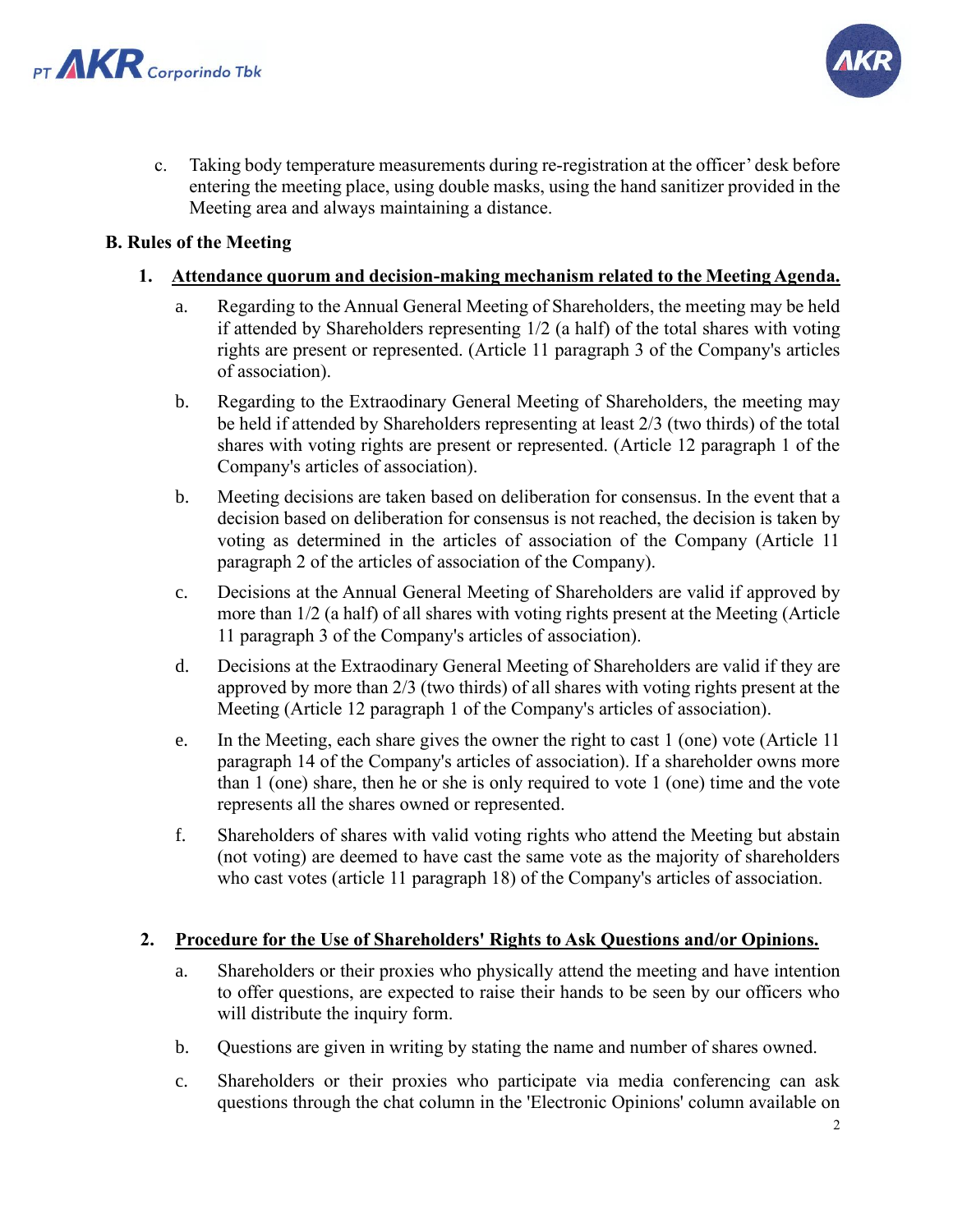c. Taking body temperature measurements during re-registration at the officer' desk before entering the meeting place, using double masks, using the hand sanitizer provided in the Meeting area and always maintaining a distance.

**B. Rules of the Meeting**

1. **<u>Attendance quorum and decision-making mechanism related to the Meeting Agenda.</u>**

    a. Regarding to the Annual General Meeting of Shareholders, the meeting may be held if attended by Shareholders representing 1/2 (a half) of the total shares with voting rights are present or represented. (Article 11 paragraph 3 of the Company's articles of association).

    b. Regarding to the Extraodinary General Meeting of Shareholders, the meeting may be held if attended by Shareholders representing at least 2/3 (two thirds) of the total shares with voting rights are present or represented. (Article 12 paragraph 1 of the Company's articles of association).

    b. Meeting decisions are taken based on deliberation for consensus. In the event that a decision based on deliberation for consensus is not reached, the decision is taken by voting as determined in the articles of association of the Company (Article 11 paragraph 2 of the articles of association of the Company).

    c. Decisions at the Annual General Meeting of Shareholders are valid if approved by more than 1/2 (a half) of all shares with voting rights present at the Meeting (Article 11 paragraph 3 of the Company's articles of association).

    d. Decisions at the Extraodinary General Meeting of Shareholders are valid if they are approved by more than 2/3 (two thirds) of all shares with voting rights present at the Meeting (Article 12 paragraph 1 of the Company's articles of association).

    e. In the Meeting, each share gives the owner the right to cast 1 (one) vote (Article 11 paragraph 14 of the Company's articles of association). If a shareholder owns more than 1 (one) share, then he or she is only required to vote 1 (one) time and the vote represents all the shares owned or represented.

    f. Shareholders of shares with valid voting rights who attend the Meeting but abstain (not voting) are deemed to have cast the same vote as the majority of shareholders who cast votes (article 11 paragraph 18) of the Company's articles of association.

2. **<u>Procedure for the Use of Shareholders' Rights to Ask Questions and/or Opinions.</u>**

    a. Shareholders or their proxies who physically attend the meeting and have intention to offer questions, are expected to raise their hands to be seen by our officers who will distribute the inquiry form.

    b. Questions are given in writing by stating the name and number of shares owned.

    c. Shareholders or their proxies who participate via media conferencing can ask questions through the chat column in the 'Electronic Opinions' column available on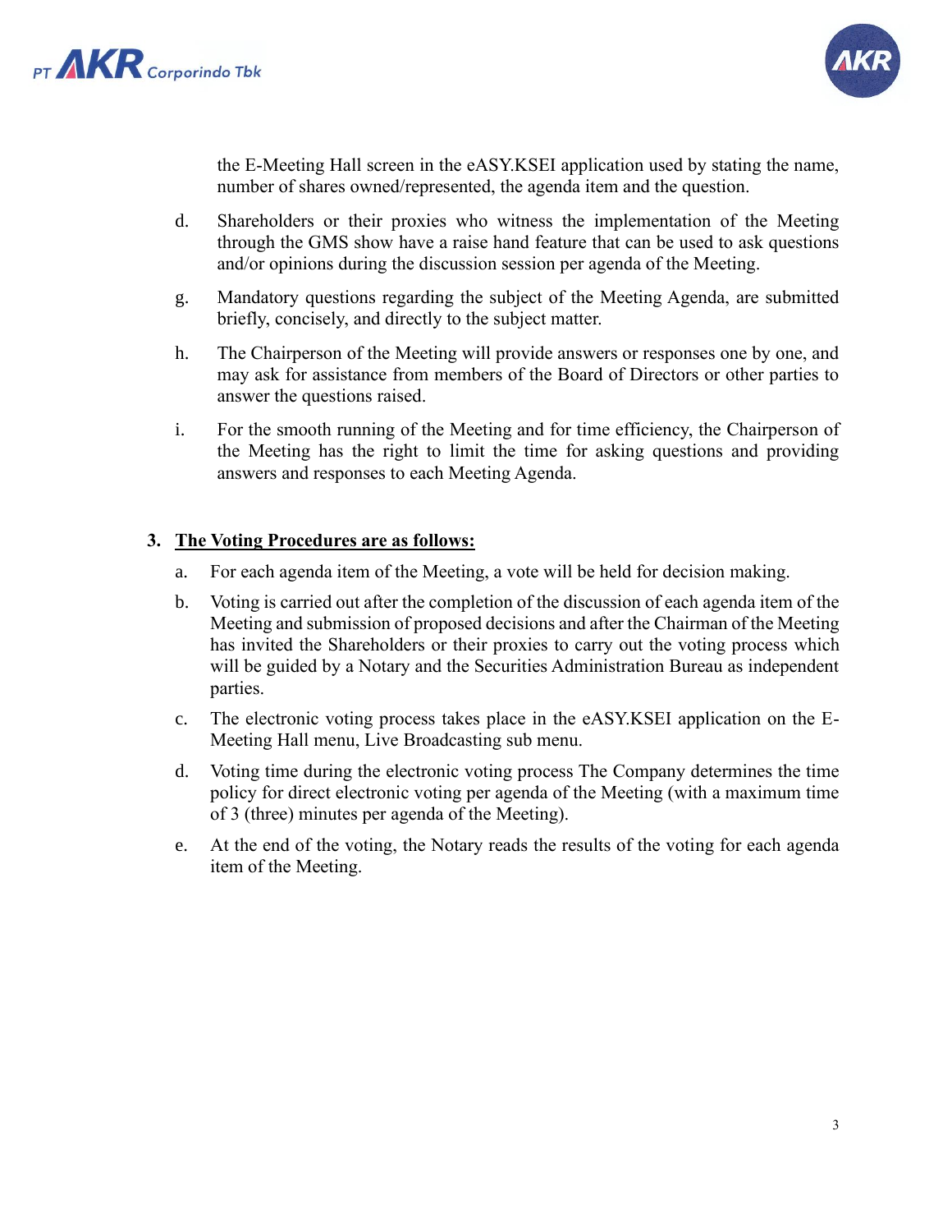the E-Meeting Hall screen in the eASY.KSEI application used by stating the name, number of shares owned/represented, the agenda item and the question.

d. Shareholders or their proxies who witness the implementation of the Meeting through the GMS show have a raise hand feature that can be used to ask questions and/or opinions during the discussion session per agenda of the Meeting.

g. Mandatory questions regarding the subject of the Meeting Agenda, are submitted briefly, concisely, and directly to the subject matter.

h. The Chairperson of the Meeting will provide answers or responses one by one, and may ask for assistance from members of the Board of Directors or other parties to answer the questions raised.

i. For the smooth running of the Meeting and for time efficiency, the Chairperson of the Meeting has the right to limit the time for asking questions and providing answers and responses to each Meeting Agenda.

**3. <u>The Voting Procedures are as follows:</u>**

a. For each agenda item of the Meeting, a vote will be held for decision making.

b. Voting is carried out after the completion of the discussion of each agenda item of the Meeting and submission of proposed decisions and after the Chairman of the Meeting has invited the Shareholders or their proxies to carry out the voting process which will be guided by a Notary and the Securities Administration Bureau as independent parties.

c. The electronic voting process takes place in the eASY.KSEI application on the E-Meeting Hall menu, Live Broadcasting sub menu.

d. Voting time during the electronic voting process The Company determines the time policy for direct electronic voting per agenda of the Meeting (with a maximum time of 3 (three) minutes per agenda of the Meeting).

e. At the end of the voting, the Notary reads the results of the voting for each agenda item of the Meeting.